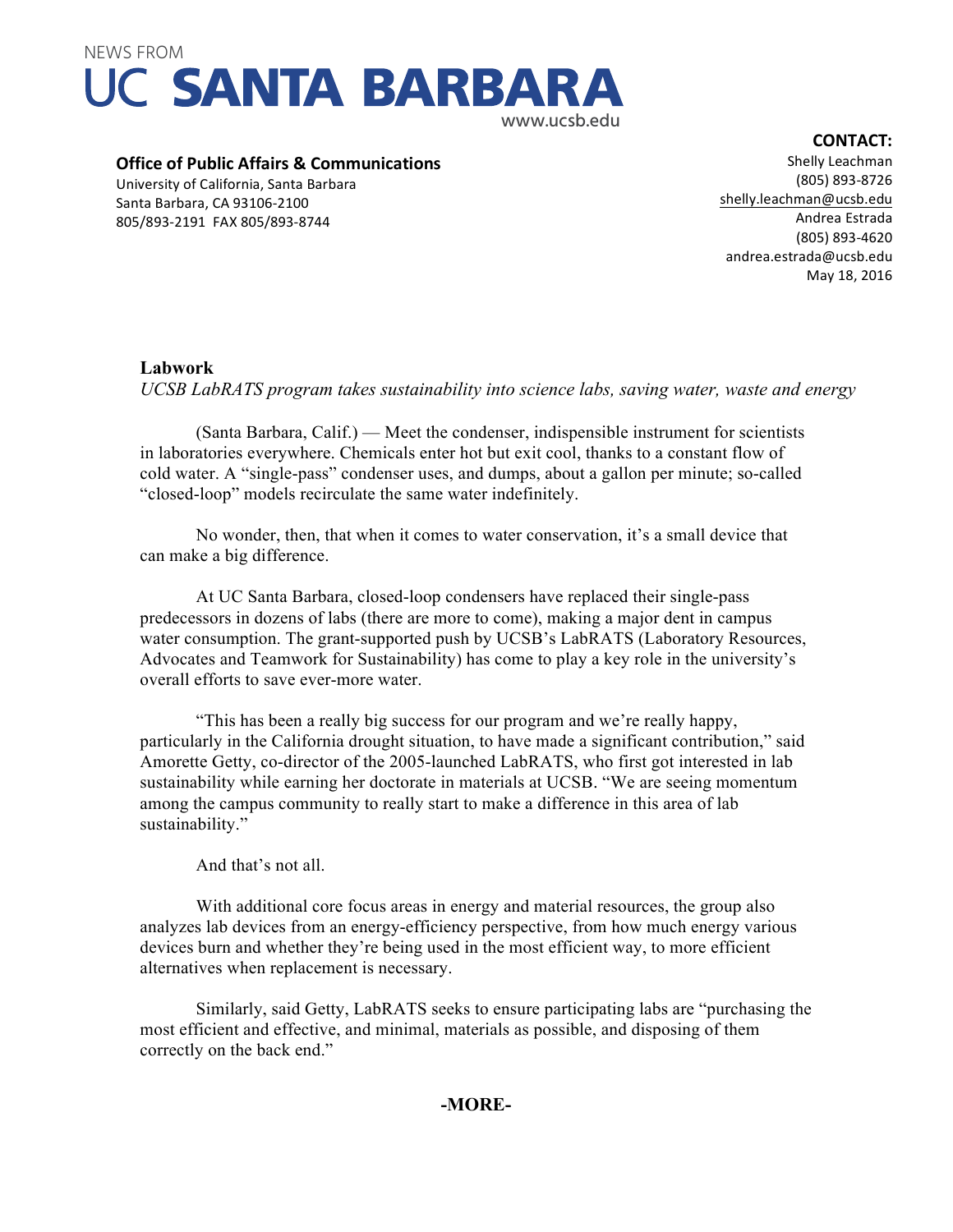NEWS FROM

# UC SANTA BARBARA

www.ucsb.edu

**Office of Public Affairs & Communications**
University of California, Santa Barbara
Santa Barbara, CA 93106-2100
805/893-2191 FAX 805/893-8744

**CONTACT:**
Shelly Leachman
(805) 893-8726
shelly.leachman@ucsb.edu
Andrea Estrada
(805) 893-4620
andrea.estrada@ucsb.edu
May 18, 2016

## Labwork

*UCSB LabRATS program takes sustainability into science labs, saving water, waste and energy*

(Santa Barbara, Calif.) — Meet the condenser, indispensible instrument for scientists in laboratories everywhere. Chemicals enter hot but exit cool, thanks to a constant flow of cold water. A "single-pass" condenser uses, and dumps, about a gallon per minute; so-called "closed-loop" models recirculate the same water indefinitely.

No wonder, then, that when it comes to water conservation, it's a small device that can make a big difference.

At UC Santa Barbara, closed-loop condensers have replaced their single-pass predecessors in dozens of labs (there are more to come), making a major dent in campus water consumption. The grant-supported push by UCSB's LabRATS (Laboratory Resources, Advocates and Teamwork for Sustainability) has come to play a key role in the university's overall efforts to save ever-more water.

"This has been a really big success for our program and we're really happy, particularly in the California drought situation, to have made a significant contribution," said Amorette Getty, co-director of the 2005-launched LabRATS, who first got interested in lab sustainability while earning her doctorate in materials at UCSB. "We are seeing momentum among the campus community to really start to make a difference in this area of lab sustainability."

And that's not all.

With additional core focus areas in energy and material resources, the group also analyzes lab devices from an energy-efficiency perspective, from how much energy various devices burn and whether they're being used in the most efficient way, to more efficient alternatives when replacement is necessary.

Similarly, said Getty, LabRATS seeks to ensure participating labs are "purchasing the most efficient and effective, and minimal, materials as possible, and disposing of them correctly on the back end."

**-MORE-**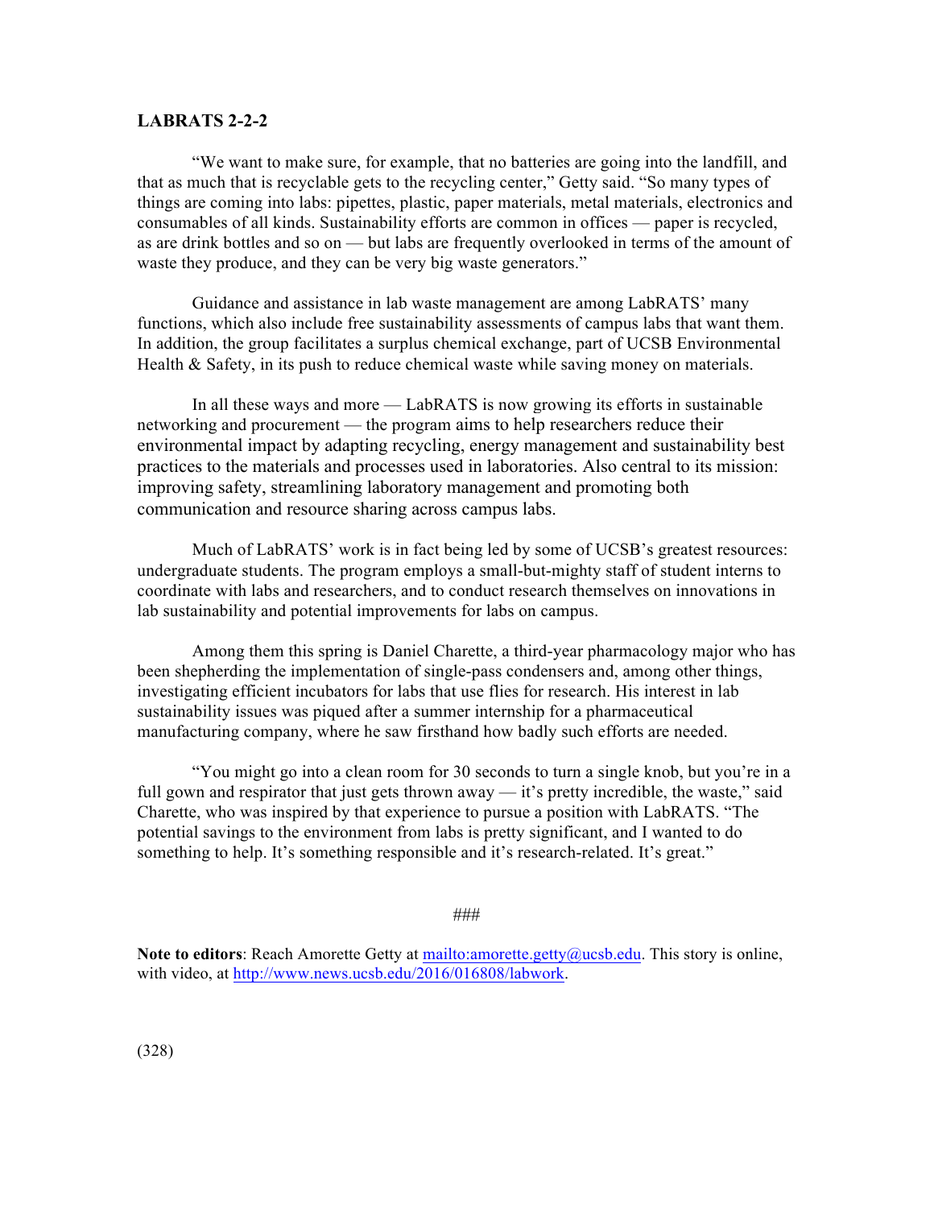**LABRATS 2-2-2**

"We want to make sure, for example, that no batteries are going into the landfill, and that as much that is recyclable gets to the recycling center," Getty said. "So many types of things are coming into labs: pipettes, plastic, paper materials, metal materials, electronics and consumables of all kinds. Sustainability efforts are common in offices — paper is recycled, as are drink bottles and so on — but labs are frequently overlooked in terms of the amount of waste they produce, and they can be very big waste generators."

Guidance and assistance in lab waste management are among LabRATS' many functions, which also include free sustainability assessments of campus labs that want them. In addition, the group facilitates a surplus chemical exchange, part of UCSB Environmental Health & Safety, in its push to reduce chemical waste while saving money on materials.

In all these ways and more — LabRATS is now growing its efforts in sustainable networking and procurement — the program aims to help researchers reduce their environmental impact by adapting recycling, energy management and sustainability best practices to the materials and processes used in laboratories. Also central to its mission: improving safety, streamlining laboratory management and promoting both communication and resource sharing across campus labs.

Much of LabRATS' work is in fact being led by some of UCSB's greatest resources: undergraduate students. The program employs a small-but-mighty staff of student interns to coordinate with labs and researchers, and to conduct research themselves on innovations in lab sustainability and potential improvements for labs on campus.

Among them this spring is Daniel Charette, a third-year pharmacology major who has been shepherding the implementation of single-pass condensers and, among other things, investigating efficient incubators for labs that use flies for research. His interest in lab sustainability issues was piqued after a summer internship for a pharmaceutical manufacturing company, where he saw firsthand how badly such efforts are needed.

"You might go into a clean room for 30 seconds to turn a single knob, but you're in a full gown and respirator that just gets thrown away — it's pretty incredible, the waste," said Charette, who was inspired by that experience to pursue a position with LabRATS. "The potential savings to the environment from labs is pretty significant, and I wanted to do something to help. It's something responsible and it's research-related. It's great."

###

**Note to editors**: Reach Amorette Getty at mailto:amorette.getty@ucsb.edu. This story is online, with video, at http://www.news.ucsb.edu/2016/016808/labwork.

(328)